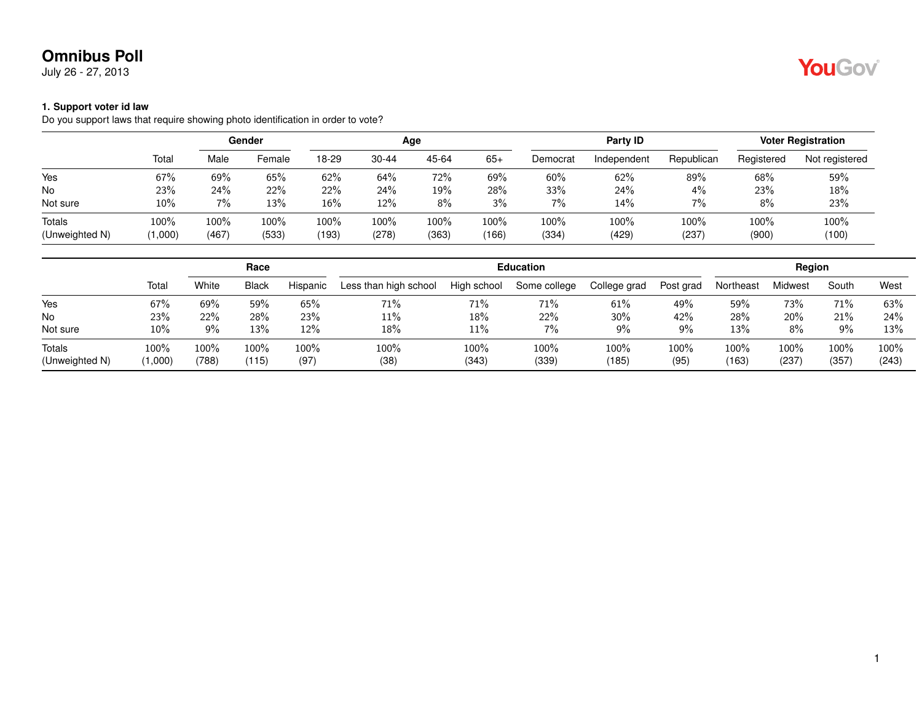# Omnibus Poll

July 26 - 27, 2013

### 1. Support voter id law

Do you support laws that require showing photo identification in order to vote?

| | Total | Gender | | Age | | | | Party ID | | | Voter Registration | |
|---|---|---|---|---|---|---|---|---|---|---|---|---|
| | | Male | Female | 18-29 | 30-44 | 45-64 | 65+ | Democrat | Independent | Republican | Registered | Not registered |
| Yes | 67% | 69% | 65% | 62% | 64% | 72% | 69% | 60% | 62% | 89% | 68% | 59% |
| No | 23% | 24% | 22% | 22% | 24% | 19% | 28% | 33% | 24% | 4% | 23% | 18% |
| Not sure | 10% | 7% | 13% | 16% | 12% | 8% | 3% | 7% | 14% | 7% | 8% | 23% |
| Totals | 100% | 100% | 100% | 100% | 100% | 100% | 100% | 100% | 100% | 100% | 100% | 100% |
| (Unweighted N) | (1,000) | (467) | (533) | (193) | (278) | (363) | (166) | (334) | (429) | (237) | (900) | (100) |

| | Total | Race | | | Education | | | | | Region | | | |
|---|---|---|---|---|---|---|---|---|---|---|---|---|---|
| | | White | Black | Hispanic | Less than high school | High school | Some college | College grad | Post grad | Northeast | Midwest | South | West |
| Yes | 67% | 69% | 59% | 65% | 71% | 71% | 71% | 61% | 49% | 59% | 73% | 71% | 63% |
| No | 23% | 22% | 28% | 23% | 11% | 18% | 22% | 30% | 42% | 28% | 20% | 21% | 24% |
| Not sure | 10% | 9% | 13% | 12% | 18% | 11% | 7% | 9% | 9% | 13% | 8% | 9% | 13% |
| Totals | 100% | 100% | 100% | 100% | 100% | 100% | 100% | 100% | 100% | 100% | 100% | 100% | 100% |
| (Unweighted N) | (1,000) | (788) | (115) | (97) | (38) | (343) | (339) | (185) | (95) | (163) | (237) | (357) | (243) |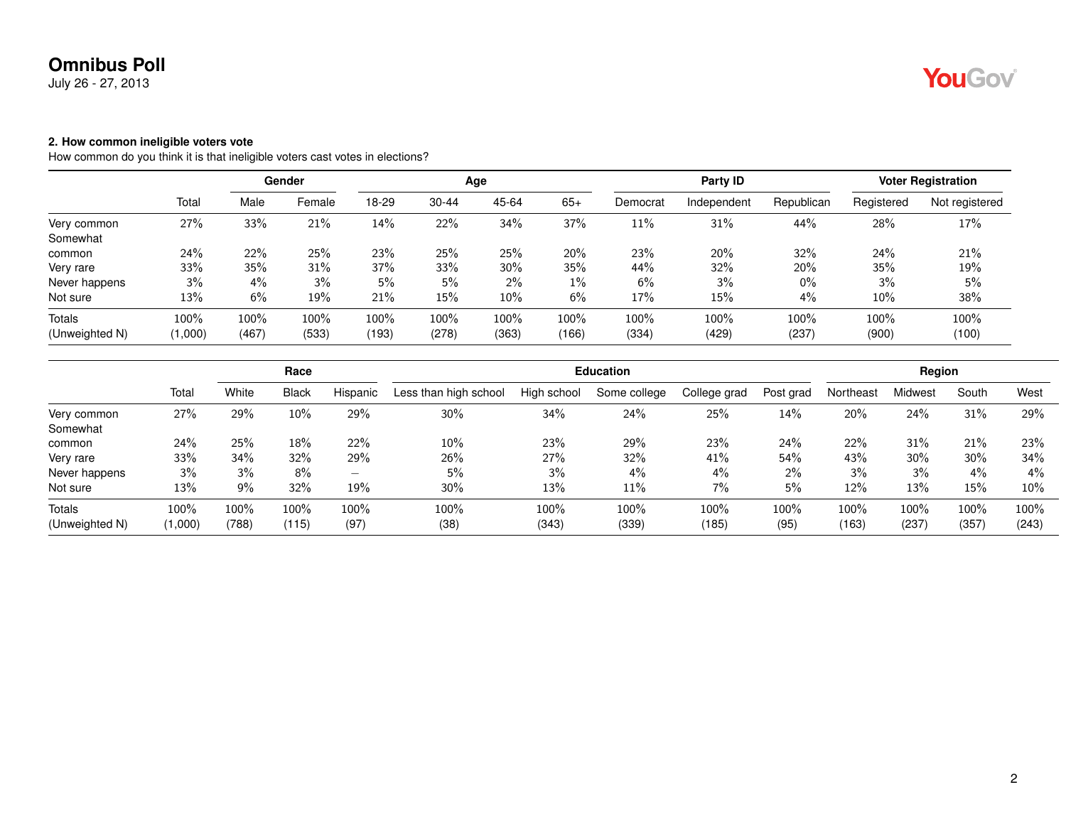# Omnibus Poll

July 26 - 27, 2013

### 2. How common ineligible voters vote

How common do you think it is that ineligible voters cast votes in elections?

| | Total | Gender | | Age | | | | Party ID | | | Voter Registration | |
|---|---|---|---|---|---|---|---|---|---|---|---|---|
| | | Male | Female | 18-29 | 30-44 | 45-64 | 65+ | Democrat | Independent | Republican | Registered | Not registered |
| Very common | 27% | 33% | 21% | 14% | 22% | 34% | 37% | 11% | 31% | 44% | 28% | 17% |
| Somewhat common | 24% | 22% | 25% | 23% | 25% | 25% | 20% | 23% | 20% | 32% | 24% | 21% |
| Very rare | 33% | 35% | 31% | 37% | 33% | 30% | 35% | 44% | 32% | 20% | 35% | 19% |
| Never happens | 3% | 4% | 3% | 5% | 5% | 2% | 1% | 6% | 3% | 0% | 3% | 5% |
| Not sure | 13% | 6% | 19% | 21% | 15% | 10% | 6% | 17% | 15% | 4% | 10% | 38% |
| Totals | 100% | 100% | 100% | 100% | 100% | 100% | 100% | 100% | 100% | 100% | 100% | 100% |
| (Unweighted N) | (1,000) | (467) | (533) | (193) | (278) | (363) | (166) | (334) | (429) | (237) | (900) | (100) |

| | Total | Race | | | Education | | | | | Region | | | |
|---|---|---|---|---|---|---|---|---|---|---|---|---|---|
| | | White | Black | Hispanic | Less than high school | High school | Some college | College grad | Post grad | Northeast | Midwest | South | West |
| Very common | 27% | 29% | 10% | 29% | 30% | 34% | 24% | 25% | 14% | 20% | 24% | 31% | 29% |
| Somewhat common | 24% | 25% | 18% | 22% | 10% | 23% | 29% | 23% | 24% | 22% | 31% | 21% | 23% |
| Very rare | 33% | 34% | 32% | 29% | 26% | 27% | 32% | 41% | 54% | 43% | 30% | 30% | 34% |
| Never happens | 3% | 3% | 8% | – | 5% | 3% | 4% | 4% | 2% | 3% | 3% | 4% | 4% |
| Not sure | 13% | 9% | 32% | 19% | 30% | 13% | 11% | 7% | 5% | 12% | 13% | 15% | 10% |
| Totals | 100% | 100% | 100% | 100% | 100% | 100% | 100% | 100% | 100% | 100% | 100% | 100% | 100% |
| (Unweighted N) | (1,000) | (788) | (115) | (97) | (38) | (343) | (339) | (185) | (95) | (163) | (237) | (357) | (243) |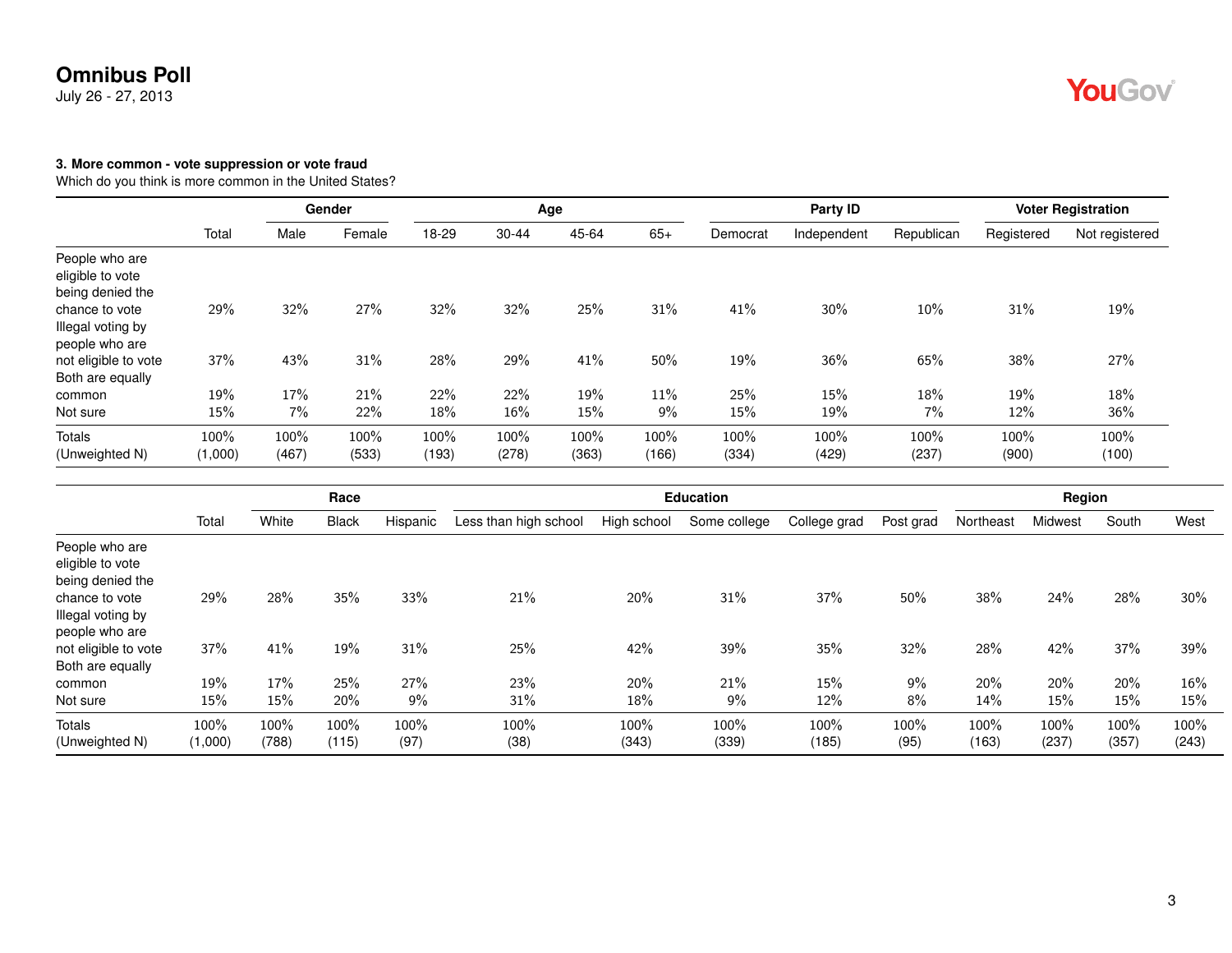**Omnibus Poll**
July 26 - 27, 2013

**3. More common - vote suppression or vote fraud**
Which do you think is more common in the United States?

| | Total | Gender | | Age | | | | Party ID | | | Voter Registration | |
|---|---|---|---|---|---|---|---|---|---|---|---|---|
| | | Male | Female | 18-29 | 30-44 | 45-64 | 65+ | Democrat | Independent | Republican | Registered | Not registered |
| People who are eligible to vote being denied the chance to vote | 29% | 32% | 27% | 32% | 32% | 25% | 31% | 41% | 30% | 10% | 31% | 19% |
| Illegal voting by people who are not eligible to vote | 37% | 43% | 31% | 28% | 29% | 41% | 50% | 19% | 36% | 65% | 38% | 27% |
| Both are equally common | 19% | 17% | 21% | 22% | 22% | 19% | 11% | 25% | 15% | 18% | 19% | 18% |
| Not sure | 15% | 7% | 22% | 18% | 16% | 15% | 9% | 15% | 19% | 7% | 12% | 36% |
| Totals | 100% | 100% | 100% | 100% | 100% | 100% | 100% | 100% | 100% | 100% | 100% | 100% |
| (Unweighted N) | (1,000) | (467) | (533) | (193) | (278) | (363) | (166) | (334) | (429) | (237) | (900) | (100) |

| | Total | Race | | | Education | | | | | Region | | | |
|---|---|---|---|---|---|---|---|---|---|---|---|---|---|
| | | White | Black | Hispanic | Less than high school | High school | Some college | College grad | Post grad | Northeast | Midwest | South | West |
| People who are eligible to vote being denied the chance to vote | 29% | 28% | 35% | 33% | 21% | 20% | 31% | 37% | 50% | 38% | 24% | 28% | 30% |
| Illegal voting by people who are not eligible to vote | 37% | 41% | 19% | 31% | 25% | 42% | 39% | 35% | 32% | 28% | 42% | 37% | 39% |
| Both are equally common | 19% | 17% | 25% | 27% | 23% | 20% | 21% | 15% | 9% | 20% | 20% | 20% | 16% |
| Not sure | 15% | 15% | 20% | 9% | 31% | 18% | 9% | 12% | 8% | 14% | 15% | 15% | 15% |
| Totals | 100% | 100% | 100% | 100% | 100% | 100% | 100% | 100% | 100% | 100% | 100% | 100% | 100% |
| (Unweighted N) | (1,000) | (788) | (115) | (97) | (38) | (343) | (339) | (185) | (95) | (163) | (237) | (357) | (243) |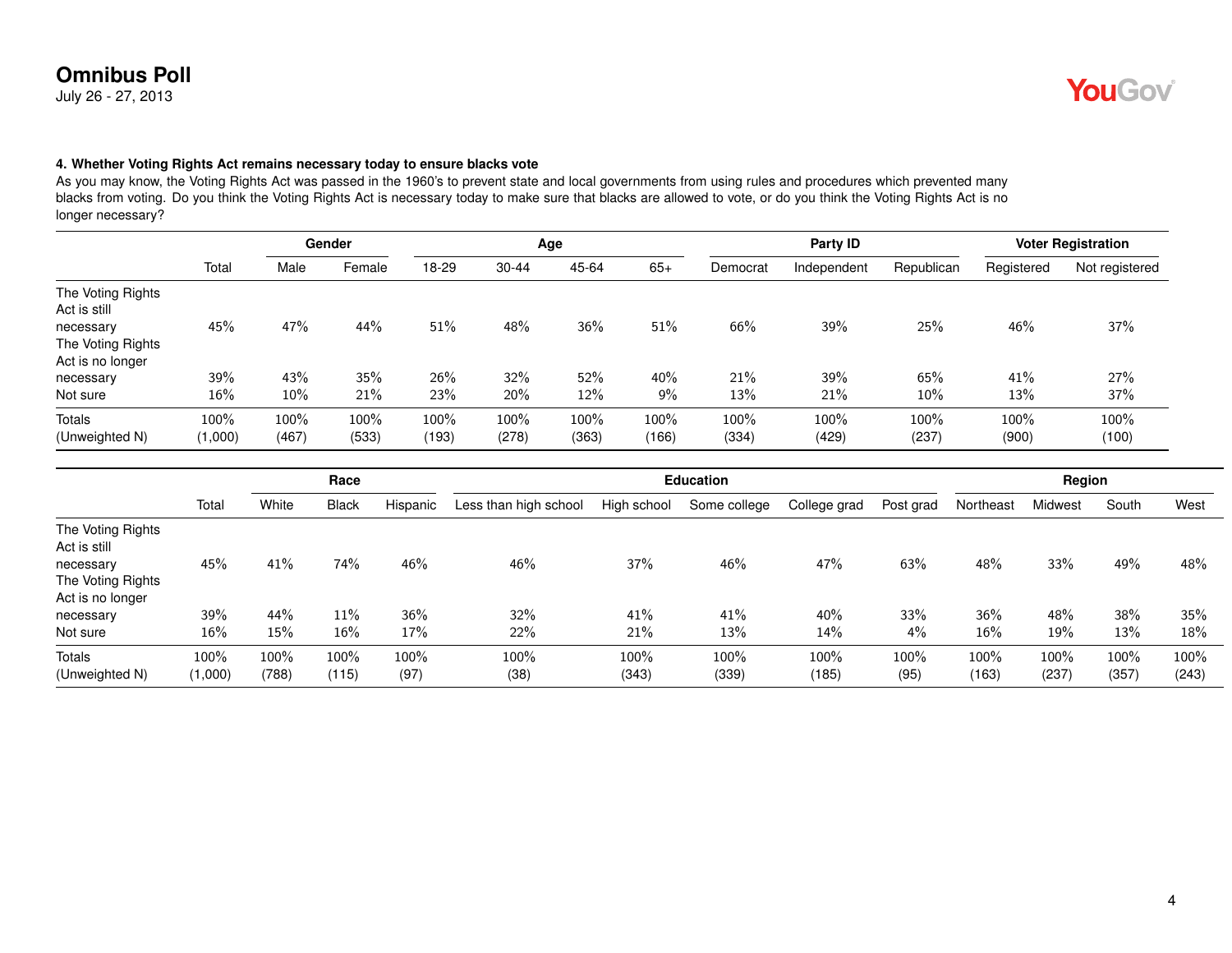# Omnibus Poll

July 26 - 27, 2013

### 4. Whether Voting Rights Act remains necessary today to ensure blacks vote

As you may know, the Voting Rights Act was passed in the 1960's to prevent state and local governments from using rules and procedures which prevented many blacks from voting. Do you think the Voting Rights Act is necessary today to make sure that blacks are allowed to vote, or do you think the Voting Rights Act is no longer necessary?

| | | Gender | | Age | | | | Party ID | | | Voter Registration | |
|---|---|---|---|---|---|---|---|---|---|---|---|---|
| | Total | Male | Female | 18-29 | 30-44 | 45-64 | 65+ | Democrat | Independent | Republican | Registered | Not registered |
| The Voting Rights Act is still necessary | 45% | 47% | 44% | 51% | 48% | 36% | 51% | 66% | 39% | 25% | 46% | 37% |
| The Voting Rights Act is no longer necessary | 39% | 43% | 35% | 26% | 32% | 52% | 40% | 21% | 39% | 65% | 41% | 27% |
| Not sure | 16% | 10% | 21% | 23% | 20% | 12% | 9% | 13% | 21% | 10% | 13% | 37% |
| Totals | 100% | 100% | 100% | 100% | 100% | 100% | 100% | 100% | 100% | 100% | 100% | 100% |
| (Unweighted N) | (1,000) | (467) | (533) | (193) | (278) | (363) | (166) | (334) | (429) | (237) | (900) | (100) |

| | | Race | | | Education | | | | | Region | | | |
|---|---|---|---|---|---|---|---|---|---|---|---|---|---|
| | Total | White | Black | Hispanic | Less than high school | High school | Some college | College grad | Post grad | Northeast | Midwest | South | West |
| The Voting Rights Act is still necessary | 45% | 41% | 74% | 46% | 46% | 37% | 46% | 47% | 63% | 48% | 33% | 49% | 48% |
| The Voting Rights Act is no longer necessary | 39% | 44% | 11% | 36% | 32% | 41% | 41% | 40% | 33% | 36% | 48% | 38% | 35% |
| Not sure | 16% | 15% | 16% | 17% | 22% | 21% | 13% | 14% | 4% | 16% | 19% | 13% | 18% |
| Totals | 100% | 100% | 100% | 100% | 100% | 100% | 100% | 100% | 100% | 100% | 100% | 100% | 100% |
| (Unweighted N) | (1,000) | (788) | (115) | (97) | (38) | (343) | (339) | (185) | (95) | (163) | (237) | (357) | (243) |